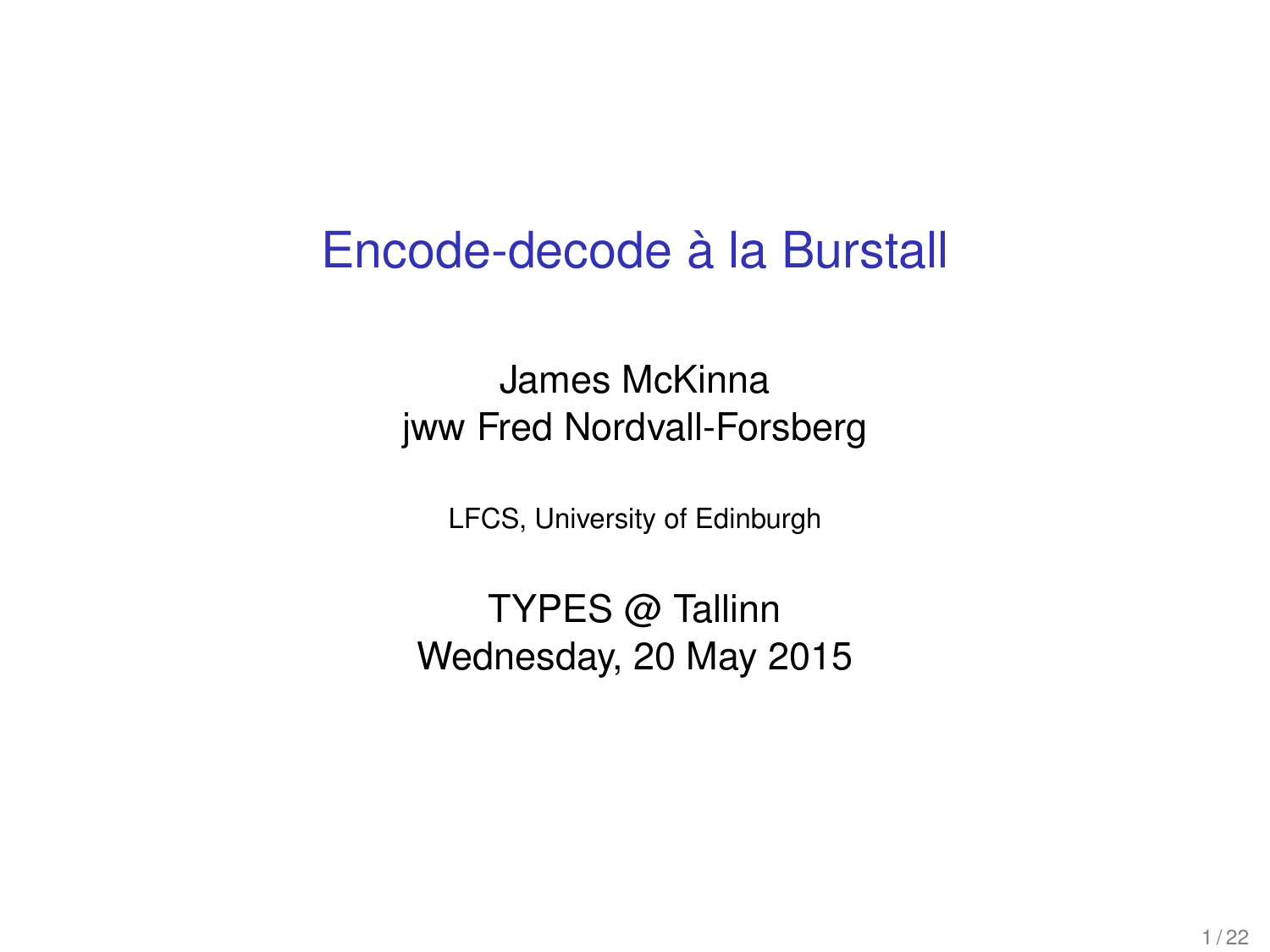# Encode-decode à la Burstall

James McKinna
jww Fred Nordvall-Forsberg

LFCS, University of Edinburgh

TYPES @ Tallinn
Wednesday, 20 May 2015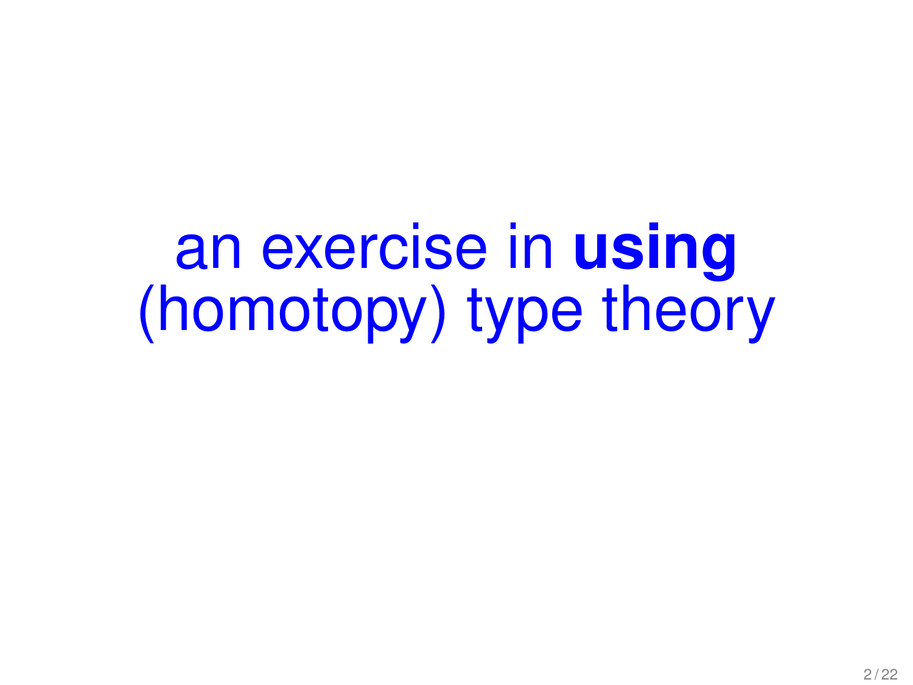# an exercise in **using** (homotopy) type theory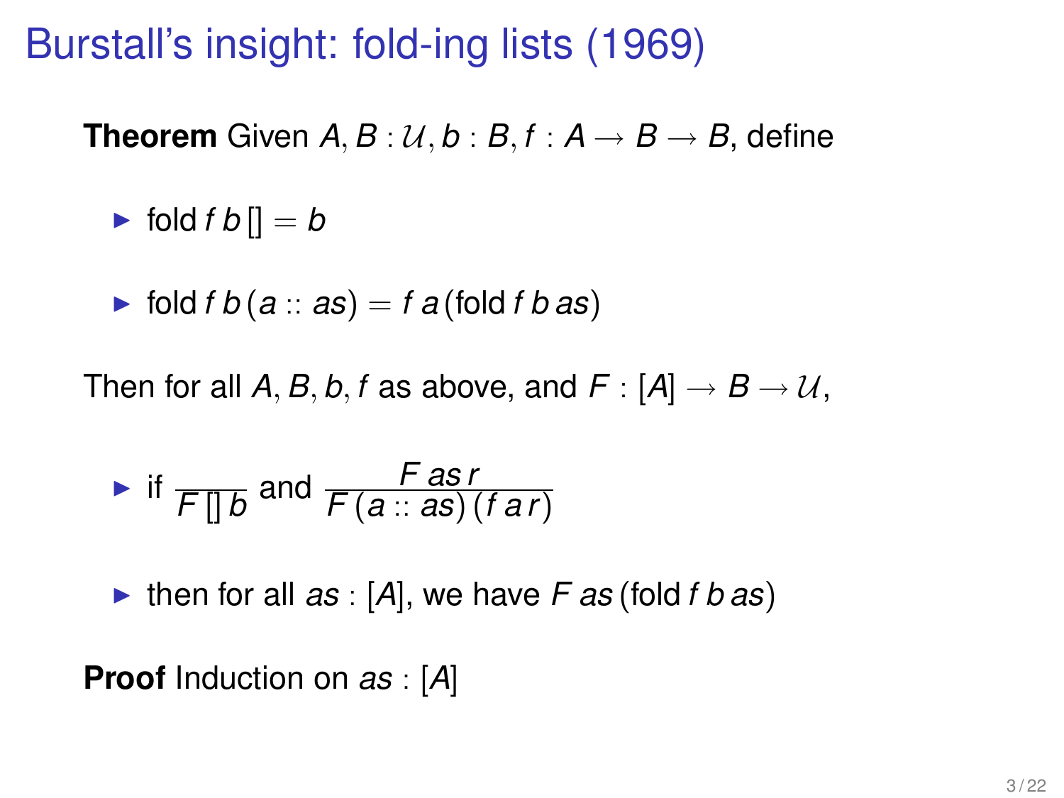# Burstall's insight: fold-ing lists (1969)

**Theorem** Given $A, B : \mathcal{U}, b : B, f : A \to B \to B$, define

- $\text{fold}\, f\, b\, [] = b$
- $\text{fold}\, f\, b\, (a :: as) = f\, a\, (\text{fold}\, f\, b\, as)$

Then for all $A, B, b, f$ as above, and $F : [A] \to B \to \mathcal{U}$,

- if $\dfrac{}{F\, []\, b}$ and $\dfrac{F\, as\, r}{F\, (a :: as)\, (f\, a\, r)}$
- then for all $as : [A]$, we have $F\, as\, (\text{fold}\, f\, b\, as)$

**Proof** Induction on $as : [A]$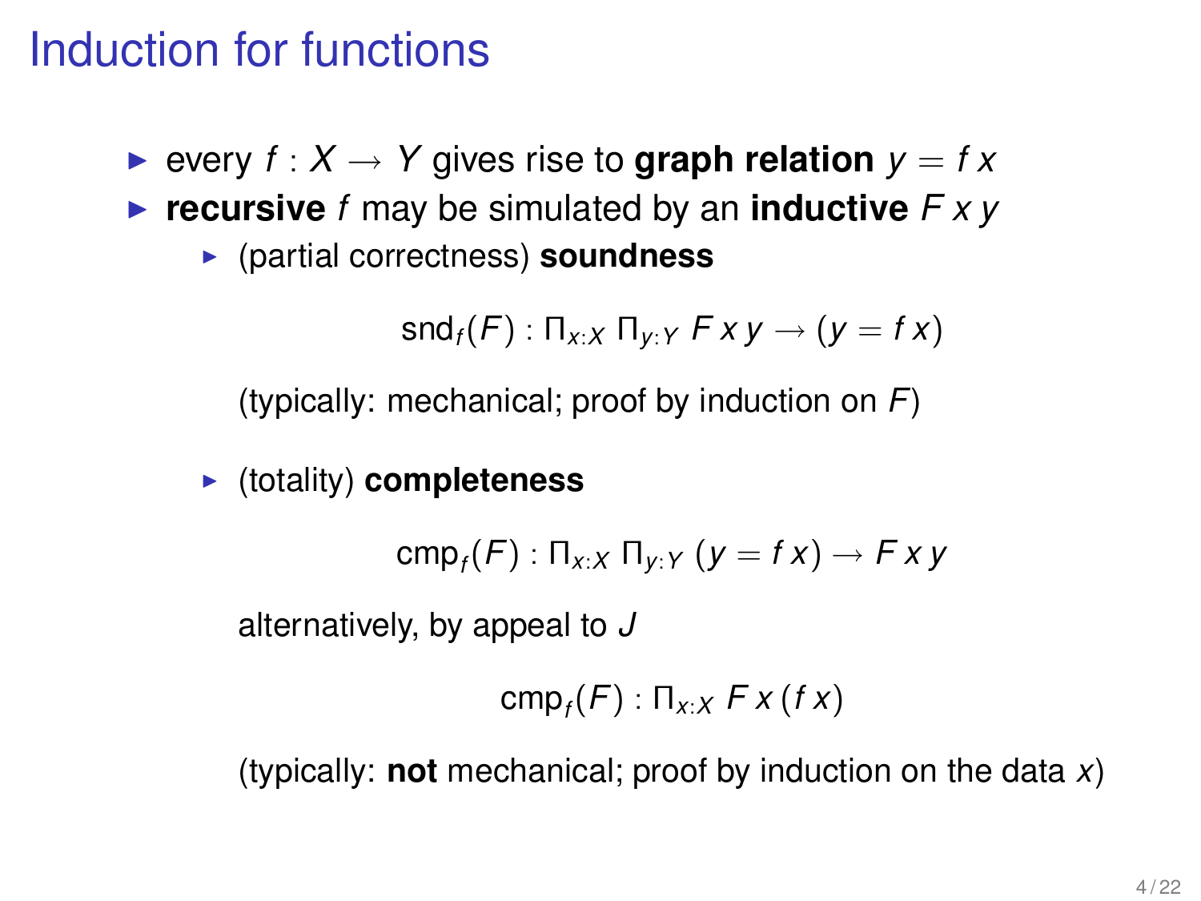# Induction for functions

- every $f : X \to Y$ gives rise to **graph relation** $y = f\,x$
- **recursive** $f$ may be simulated by an **inductive** $F\,x\,y$
  - (partial correctness) **soundness**

    $$\mathsf{snd}_f(F) : \Pi_{x:X}\, \Pi_{y:Y}\; F\,x\,y \to (y = f\,x)$$

    (typically: mechanical; proof by induction on $F$)

  - (totality) **completeness**

    $$\mathsf{cmp}_f(F) : \Pi_{x:X}\, \Pi_{y:Y}\; (y = f\,x) \to F\,x\,y$$

    alternatively, by appeal to $J$

    $$\mathsf{cmp}_f(F) : \Pi_{x:X}\; F\,x\,(f\,x)$$

    (typically: **not** mechanical; proof by induction on the data $x$)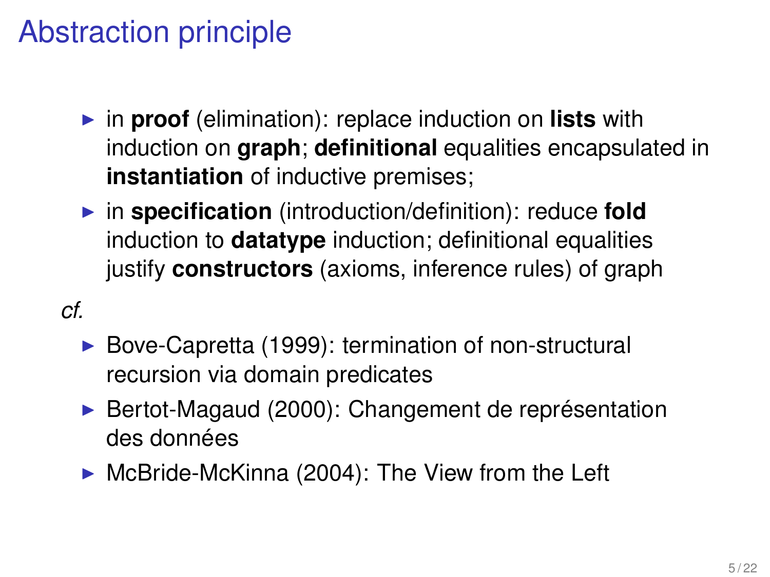# Abstraction principle

- in **proof** (elimination): replace induction on **lists** with induction on **graph**; **definitional** equalities encapsulated in **instantiation** of inductive premises;
- in **specification** (introduction/definition): reduce **fold** induction to **datatype** induction; definitional equalities justify **constructors** (axioms, inference rules) of graph

*cf.*

- Bove-Capretta (1999): termination of non-structural recursion via domain predicates
- Bertot-Magaud (2000): Changement de représentation des données
- McBride-McKinna (2004): The View from the Left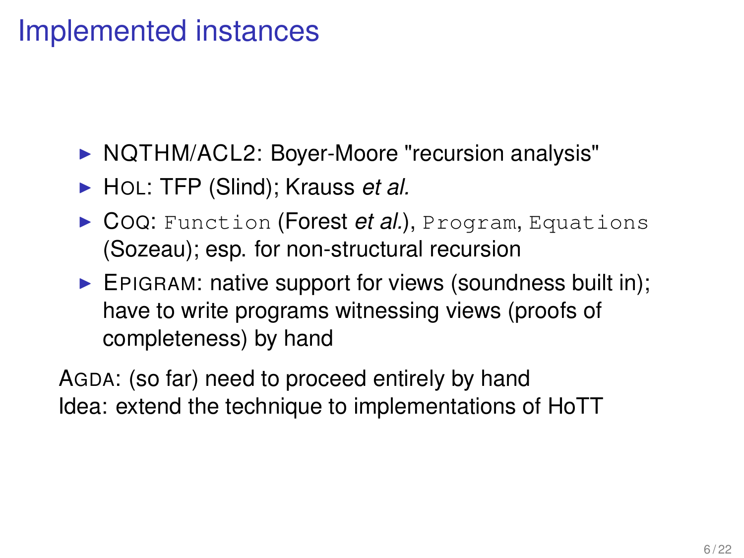# Implemented instances

- NQTHM/ACL2: Boyer-Moore "recursion analysis"
- HOL: TFP (Slind); Krauss *et al.*
- COQ: `Function` (Forest *et al.*), `Program`, `Equations` (Sozeau); esp. for non-structural recursion
- EPIGRAM: native support for views (soundness built in); have to write programs witnessing views (proofs of completeness) by hand

AGDA: (so far) need to proceed entirely by hand
Idea: extend the technique to implementations of HoTT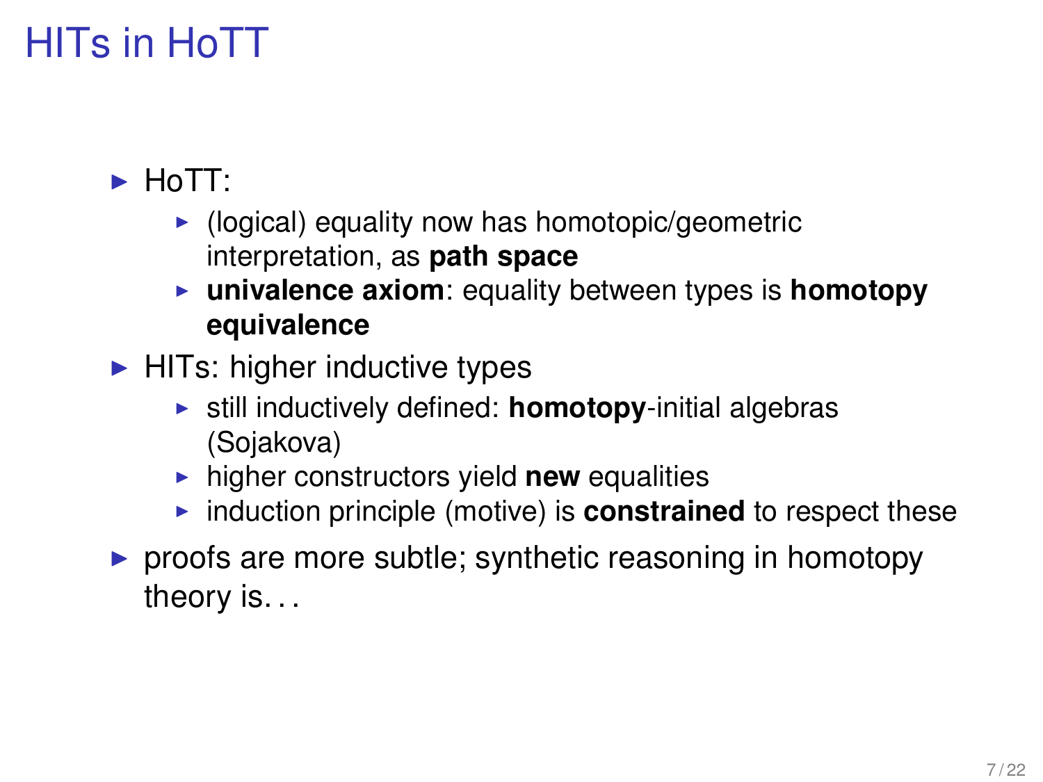# HITs in HoTT

- HoTT:
  - (logical) equality now has homotopic/geometric interpretation, as **path space**
  - **univalence axiom**: equality between types is **homotopy equivalence**
- HITs: higher inductive types
  - still inductively defined: **homotopy**-initial algebras (Sojakova)
  - higher constructors yield **new** equalities
  - induction principle (motive) is **constrained** to respect these
- proofs are more subtle; synthetic reasoning in homotopy theory is. . .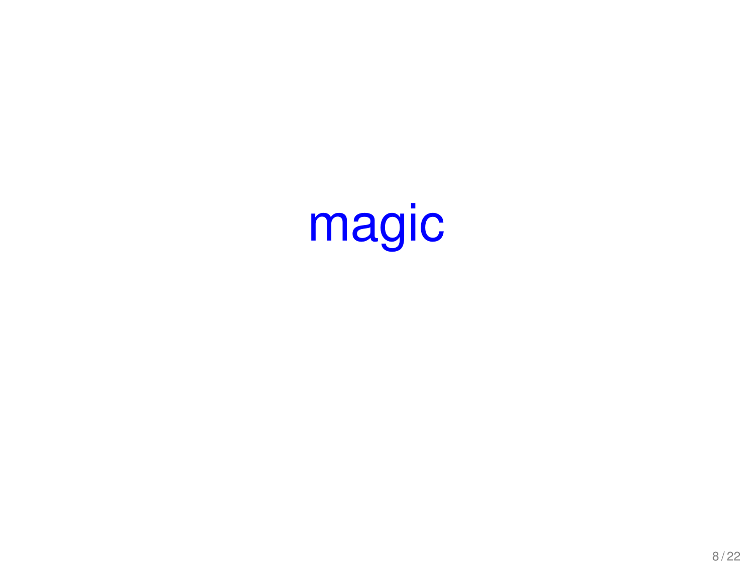magic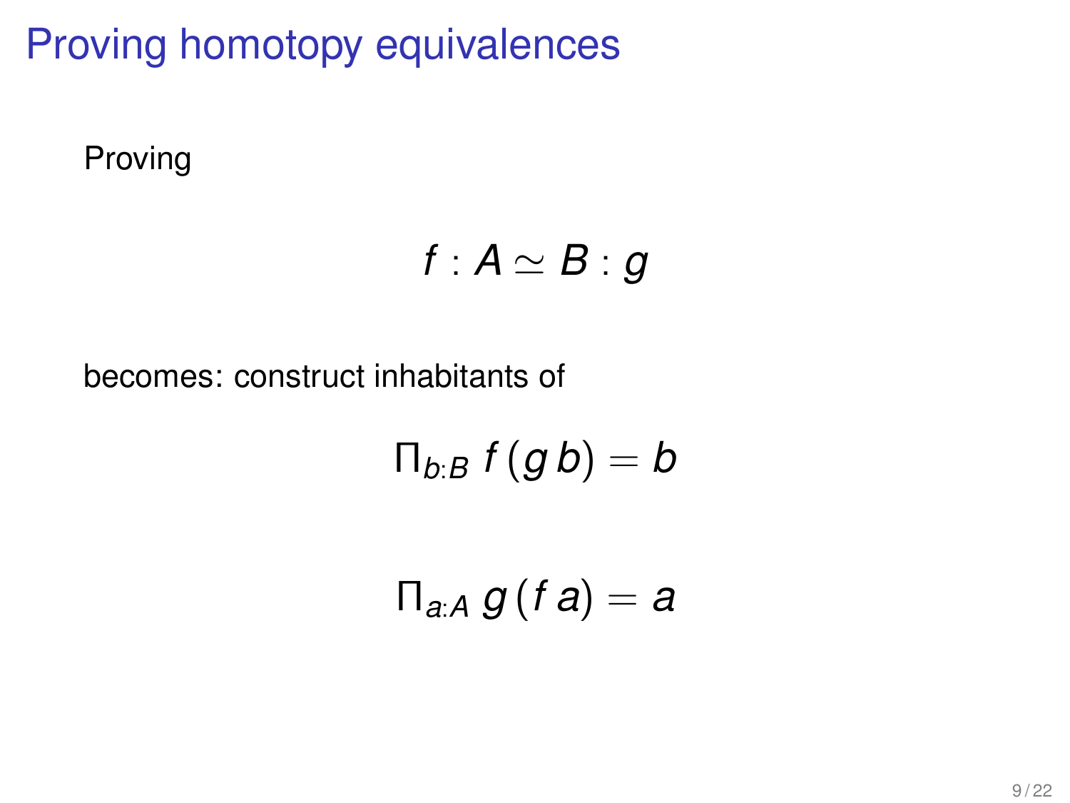# Proving homotopy equivalences

Proving

$$f : A \simeq B : g$$

becomes: construct inhabitants of

$$\Pi_{b:B}\ f\,(g\,b) = b$$

$$\Pi_{a:A}\ g\,(f\,a) = a$$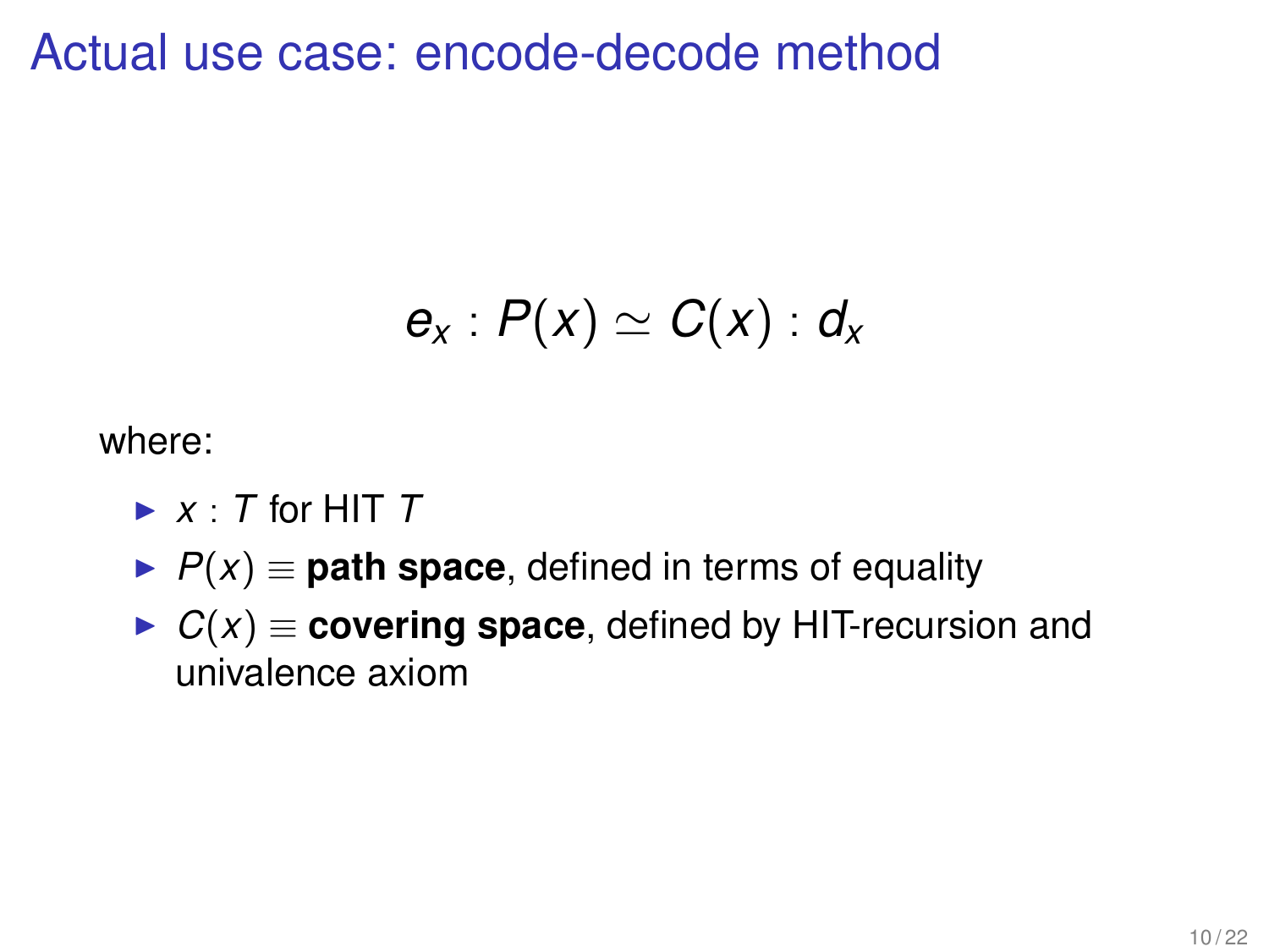# Actual use case: encode-decode method

$$e_x : P(x) \simeq C(x) : d_x$$

where:

- $x : T$ for HIT $T$
- $P(x) \equiv$ **path space**, defined in terms of equality
- $C(x) \equiv$ **covering space**, defined by HIT-recursion and univalence axiom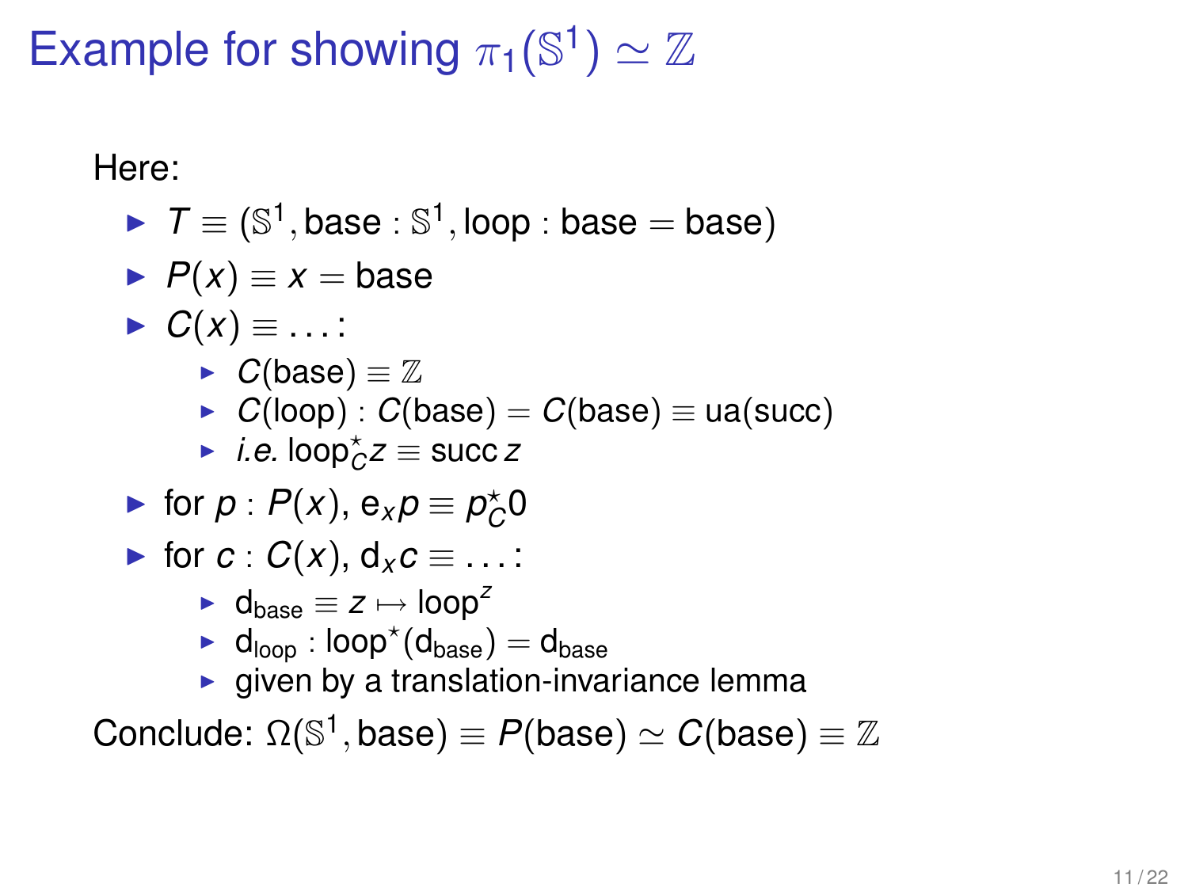# Example for showing $\pi_1(\mathbb{S}^1) \simeq \mathbb{Z}$

Here:

- $T \equiv (\mathbb{S}^1, \text{base} : \mathbb{S}^1, \text{loop} : \text{base} = \text{base})$
- $P(x) \equiv x = \text{base}$
- $C(x) \equiv \ldots$:
  - $C(\text{base}) \equiv \mathbb{Z}$
  - $C(\text{loop}) : C(\text{base}) = C(\text{base}) \equiv \text{ua}(\text{succ})$
  - *i.e.* $\text{loop}^\star_C z \equiv \text{succ}\, z$
- for $p : P(x)$, $\text{e}_x p \equiv p^\star_C 0$
- for $c : C(x)$, $\text{d}_x c \equiv \ldots$:
  - $\text{d}_{\text{base}} \equiv z \mapsto \text{loop}^z$
  - $\text{d}_{\text{loop}} : \text{loop}^\star(\text{d}_{\text{base}}) = \text{d}_{\text{base}}$
  - given by a translation-invariance lemma

Conclude: $\Omega(\mathbb{S}^1, \text{base}) \equiv P(\text{base}) \simeq C(\text{base}) \equiv \mathbb{Z}$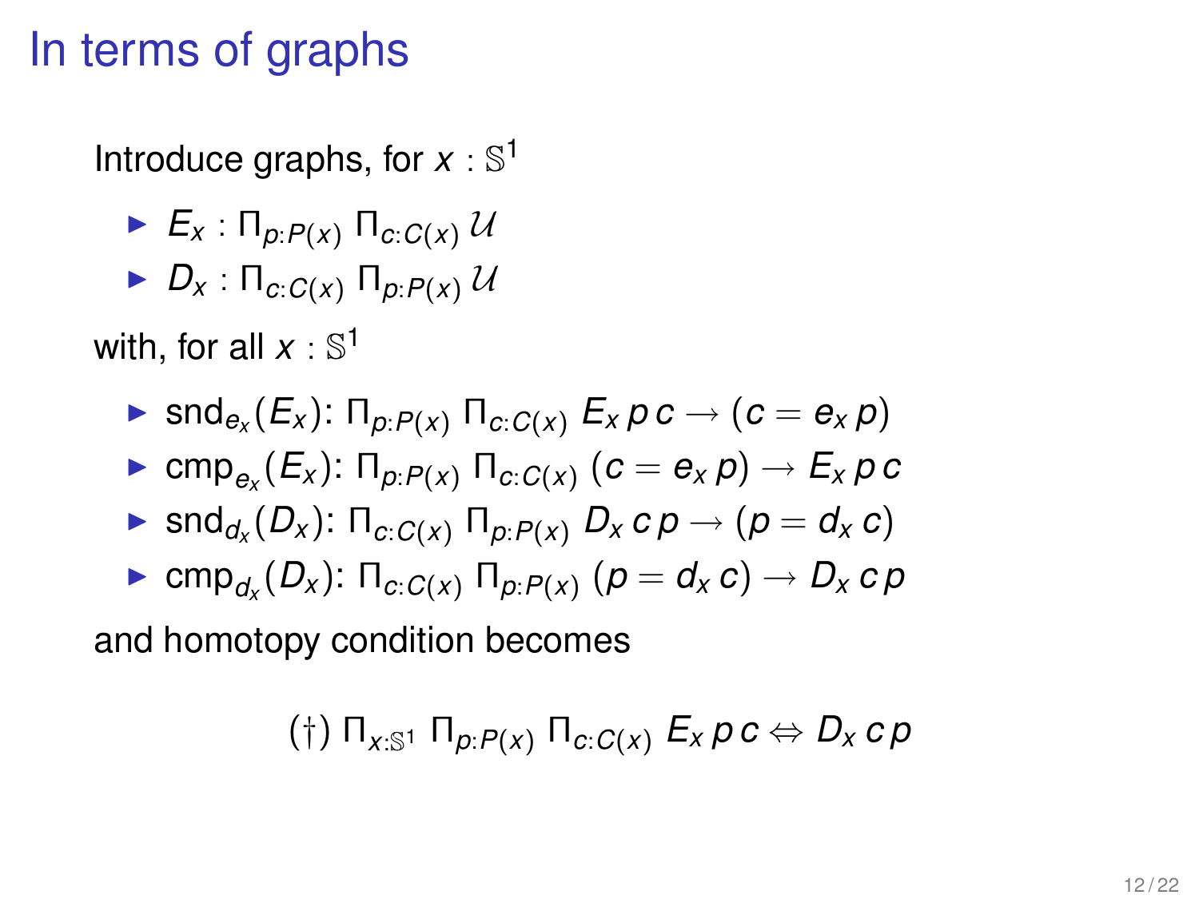# In terms of graphs

Introduce graphs, for $x : \mathbb{S}^1$

- $E_x : \Pi_{p:P(x)} \, \Pi_{c:C(x)} \, \mathcal{U}$
- $D_x : \Pi_{c:C(x)} \, \Pi_{p:P(x)} \, \mathcal{U}$

with, for all $x : \mathbb{S}^1$

- $\mathsf{snd}_{e_x}(E_x)$: $\Pi_{p:P(x)} \, \Pi_{c:C(x)} \, E_x \, p \, c \to (c = e_x \, p)$
- $\mathsf{cmp}_{e_x}(E_x)$: $\Pi_{p:P(x)} \, \Pi_{c:C(x)} \, (c = e_x \, p) \to E_x \, p \, c$
- $\mathsf{snd}_{d_x}(D_x)$: $\Pi_{c:C(x)} \, \Pi_{p:P(x)} \, D_x \, c \, p \to (p = d_x \, c)$
- $\mathsf{cmp}_{d_x}(D_x)$: $\Pi_{c:C(x)} \, \Pi_{p:P(x)} \, (p = d_x \, c) \to D_x \, c \, p$

and homotopy condition becomes

$$(\dagger) \; \Pi_{x:\mathbb{S}^1} \, \Pi_{p:P(x)} \, \Pi_{c:C(x)} \, E_x \, p \, c \Leftrightarrow D_x \, c \, p$$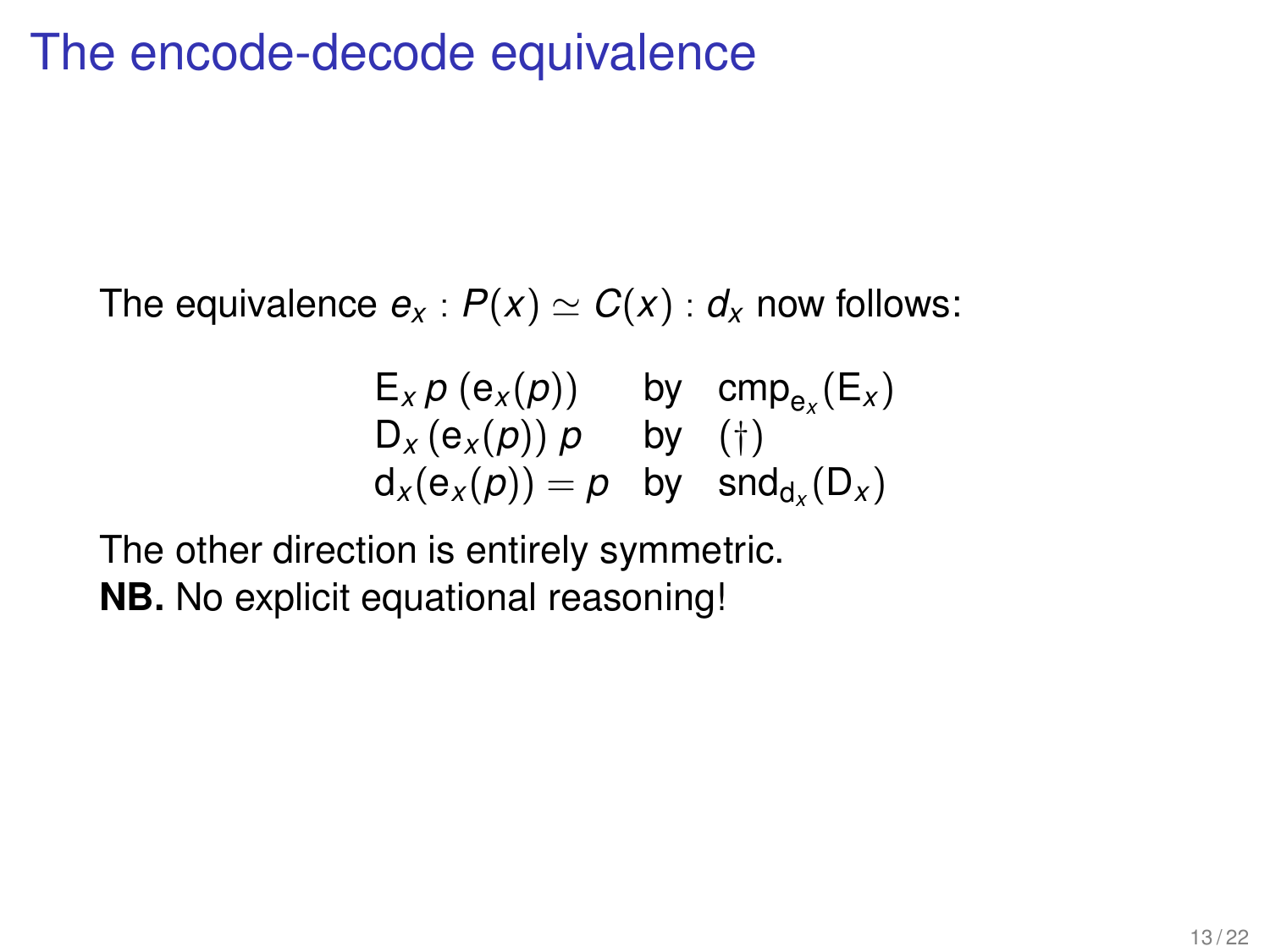# The encode-decode equivalence

The equivalence $e_x : P(x) \simeq C(x) : d_x$ now follows:

$$
\begin{array}{lll}
\mathsf{E}_x\, p\, (\mathsf{e}_x(p)) & \text{by} & \mathsf{cmp}_{\mathsf{e}_x}(\mathsf{E}_x) \\
\mathsf{D}_x\, (\mathsf{e}_x(p))\, p & \text{by} & (\dagger) \\
\mathsf{d}_x(\mathsf{e}_x(p)) = p & \text{by} & \mathsf{snd}_{\mathsf{d}_x}(\mathsf{D}_x)
\end{array}
$$

The other direction is entirely symmetric.
**NB.** No explicit equational reasoning!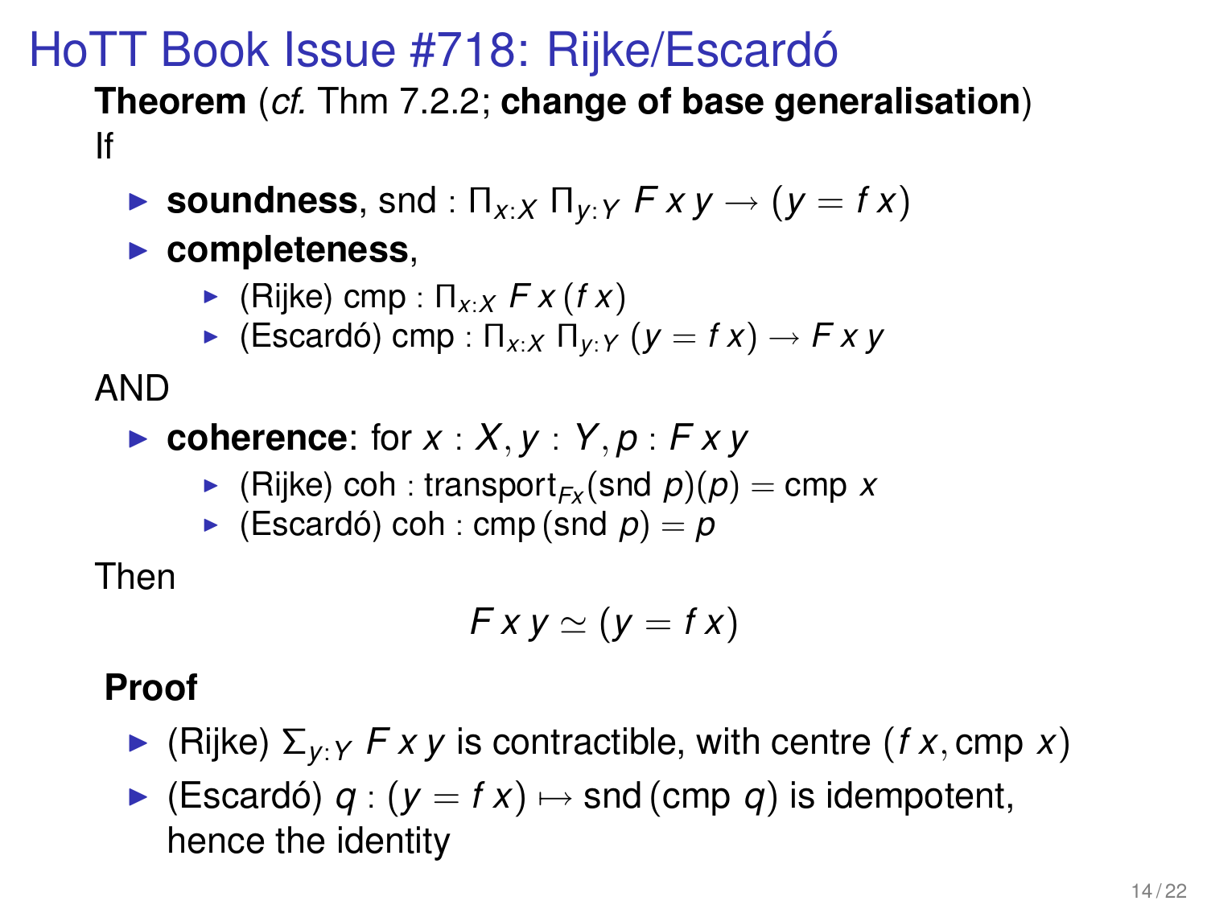# HoTT Book Issue #718: Rijke/Escardó

**Theorem** (*cf.* Thm 7.2.2; **change of base generalisation**)
If

- **soundness**, snd : $\Pi_{x:X}\, \Pi_{y:Y}\, F\,x\,y \to (y = f\,x)$
- **completeness**,
  - (Rijke) cmp : $\Pi_{x:X}\, F\,x\,(f\,x)$
  - (Escardó) cmp : $\Pi_{x:X}\, \Pi_{y:Y}\, (y = f\,x) \to F\,x\,y$

AND

- **coherence**: for $x : X, y : Y, p : F\,x\,y$
  - (Rijke) coh : $\mathrm{transport}_{Fx}(\mathrm{snd}\ p)(p) = \mathrm{cmp}\ x$
  - (Escardó) coh : $\mathrm{cmp}\,(\mathrm{snd}\ p) = p$

Then

$$F\,x\,y \simeq (y = f\,x)$$

**Proof**

- (Rijke) $\Sigma_{y:Y}\, F\,x\,y$ is contractible, with centre $(f\,x, \mathrm{cmp}\ x)$
- (Escardó) $q : (y = f\,x) \mapsto \mathrm{snd}\,(\mathrm{cmp}\ q)$ is idempotent, hence the identity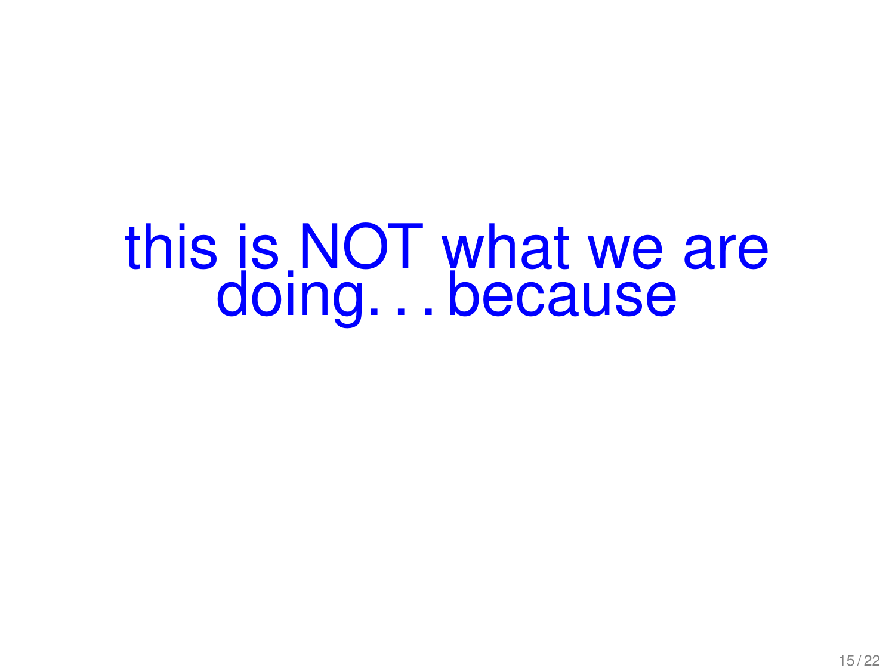this is NOT what we are doing. . . because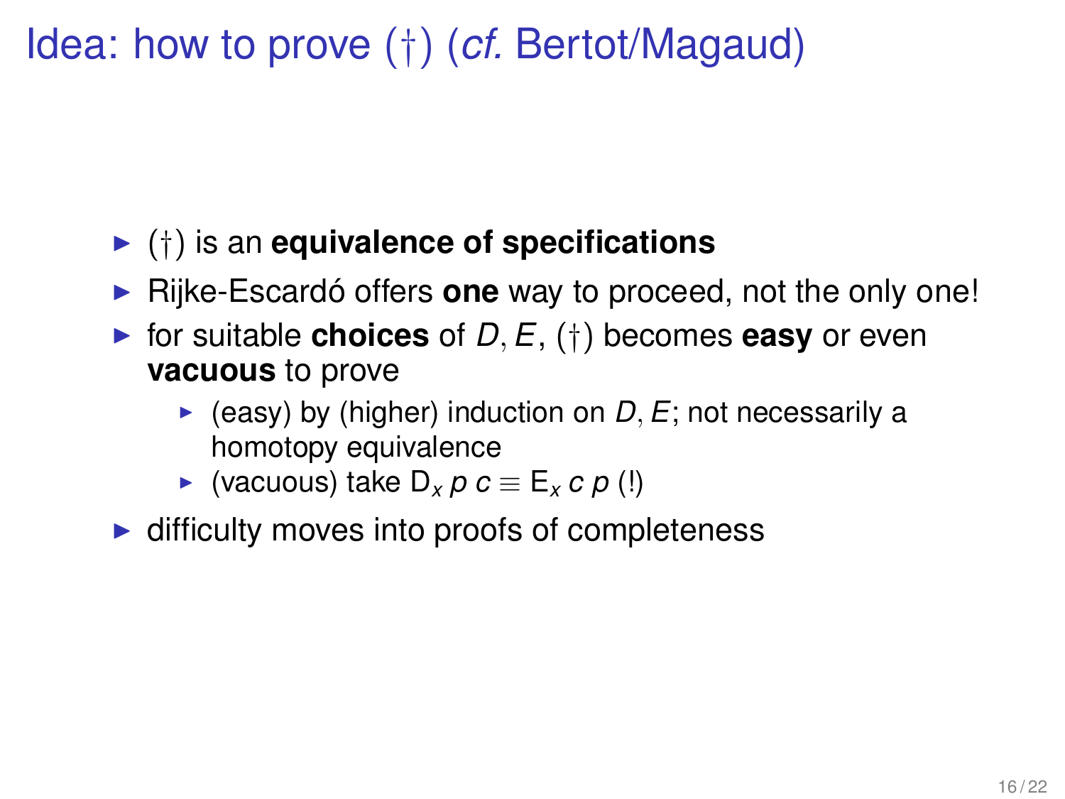# Idea: how to prove (†) (*cf.* Bertot/Magaud)

- (†) is an **equivalence of specifications**
- Rijke-Escardó offers **one** way to proceed, not the only one!
- for suitable **choices** of $D, E$, (†) becomes **easy** or even **vacuous** to prove
  - (easy) by (higher) induction on $D, E$; not necessarily a homotopy equivalence
  - (vacuous) take $\mathsf{D}_x\ p\ c \equiv \mathsf{E}_x\ c\ p$ (!)
- difficulty moves into proofs of completeness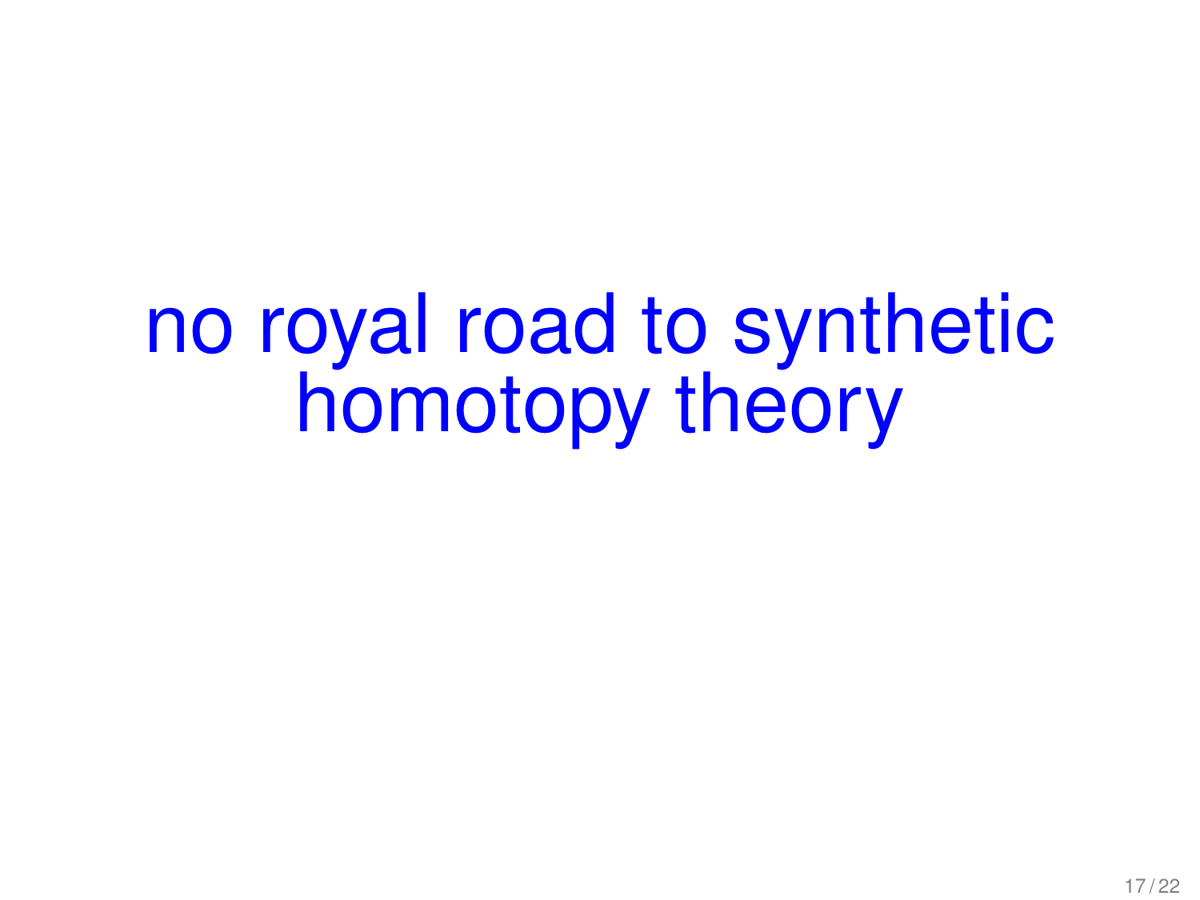# no royal road to synthetic homotopy theory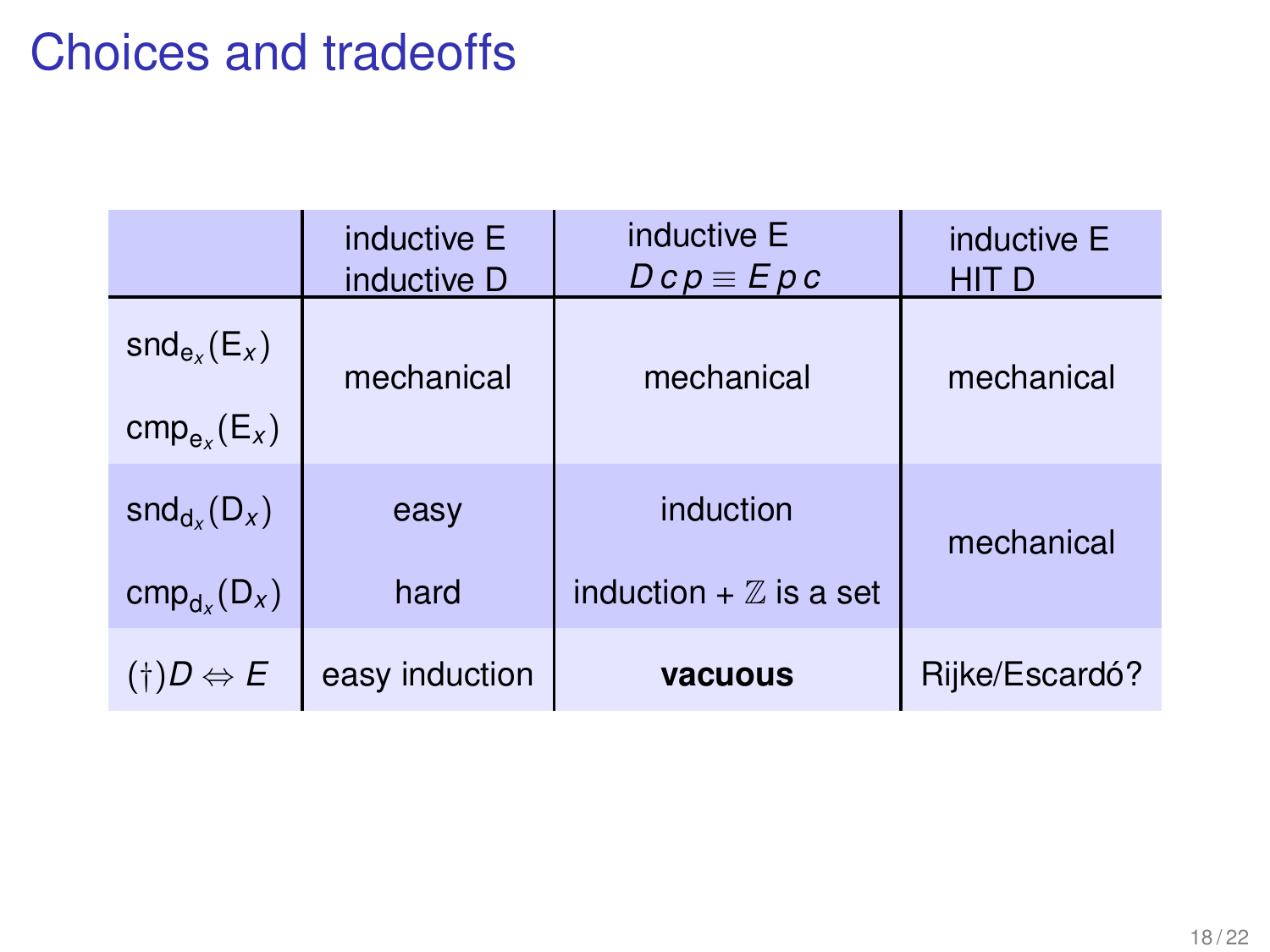# Choices and tradeoffs

| | inductive E<br>inductive D | inductive E<br>$D\,c\,p \equiv E\,p\,c$ | inductive E<br>HIT D |
|---|---|---|---|
| $\mathsf{snd}_{\mathsf{e}_x}(\mathsf{E}_x)$<br>$\mathsf{cmp}_{\mathsf{e}_x}(\mathsf{E}_x)$ | mechanical | mechanical | mechanical |
| $\mathsf{snd}_{\mathsf{d}_x}(\mathsf{D}_x)$ | easy | induction | mechanical |
| $\mathsf{cmp}_{\mathsf{d}_x}(\mathsf{D}_x)$ | hard | induction + $\mathbb{Z}$ is a set | |
| $(\dagger) D \Leftrightarrow E$ | easy induction | **vacuous** | Rijke/Escardó? |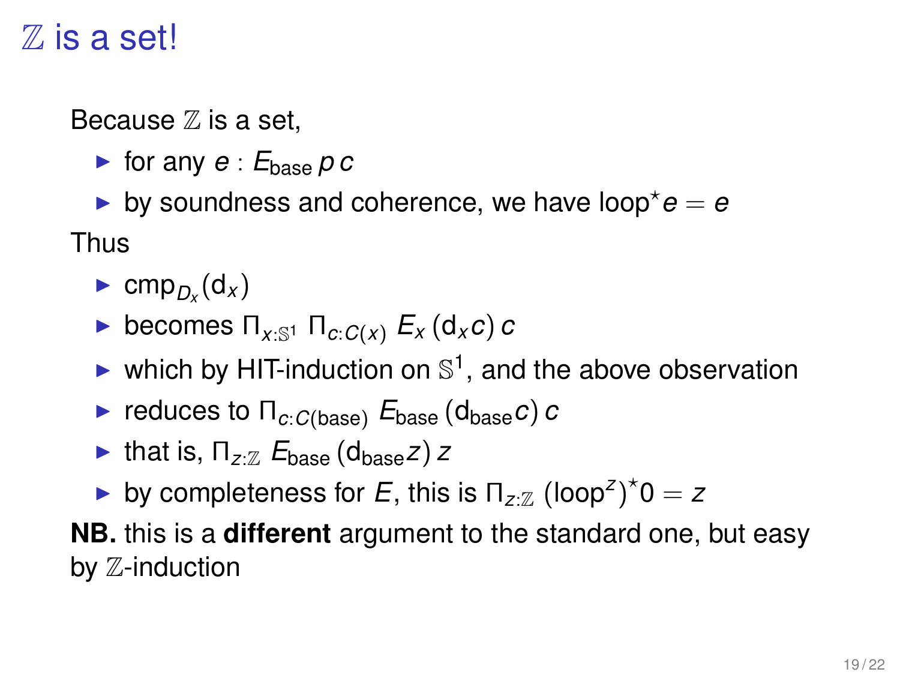# $\mathbb{Z}$ is a set!

Because $\mathbb{Z}$ is a set,

- for any $e : E_{\text{base}}\, p\, c$
- by soundness and coherence, we have $\text{loop}^{\star} e = e$

Thus

- $\text{cmp}_{D_x}(\text{d}_x)$
- becomes $\Pi_{x:\mathbb{S}^1}\ \Pi_{c:C(x)}\ E_x\, (\text{d}_x c)\, c$
- which by HIT-induction on $\mathbb{S}^1$, and the above observation
- reduces to $\Pi_{c:C(\text{base})}\ E_{\text{base}}\, (\text{d}_{\text{base}} c)\, c$
- that is, $\Pi_{z:\mathbb{Z}}\ E_{\text{base}}\, (\text{d}_{\text{base}} z)\, z$
- by completeness for $E$, this is $\Pi_{z:\mathbb{Z}}\ (\text{loop}^{z})^{\star} 0 = z$

**NB.** this is a **different** argument to the standard one, but easy by $\mathbb{Z}$-induction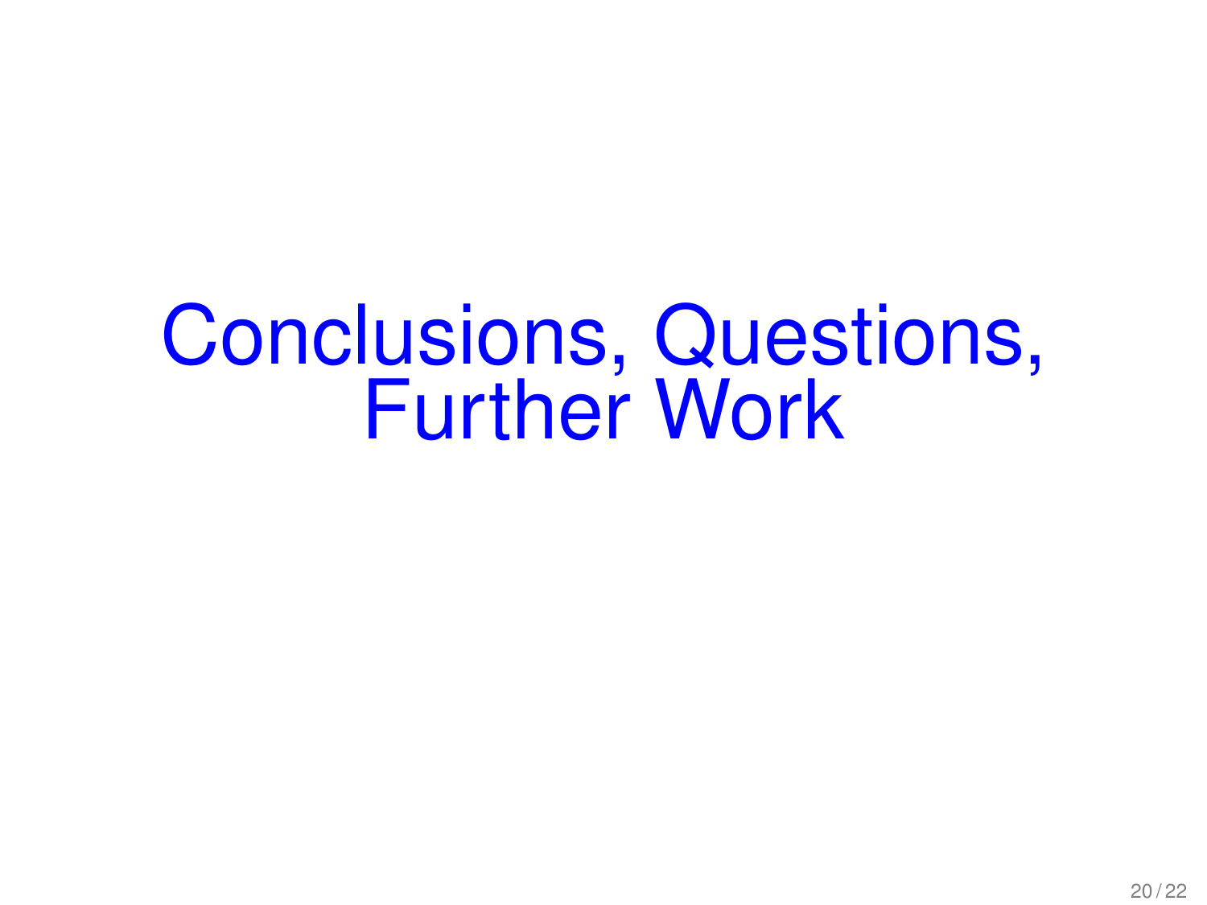# Conclusions, Questions, Further Work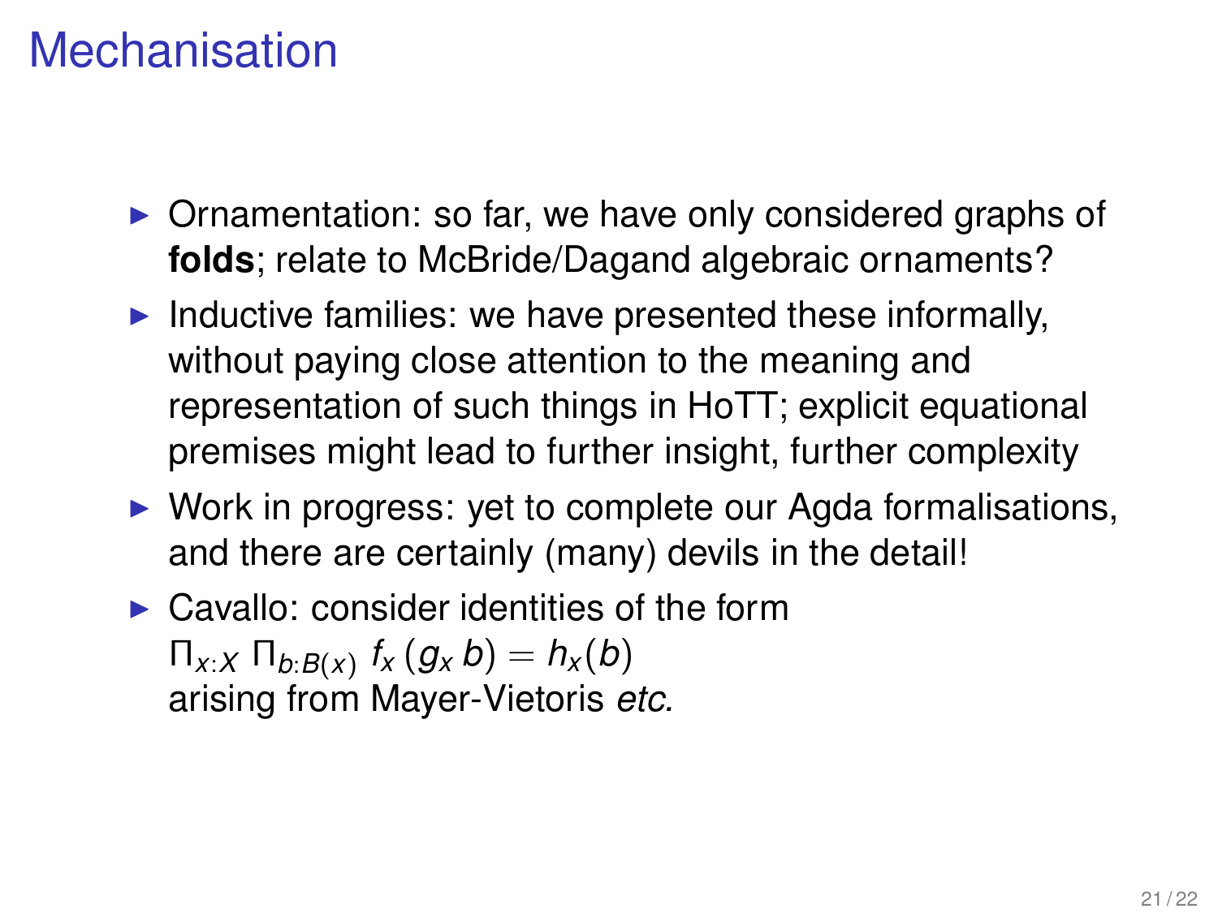# Mechanisation

- Ornamentation: so far, we have only considered graphs of **folds**; relate to McBride/Dagand algebraic ornaments?
- Inductive families: we have presented these informally, without paying close attention to the meaning and representation of such things in HoTT; explicit equational premises might lead to further insight, further complexity
- Work in progress: yet to complete our Agda formalisations, and there are certainly (many) devils in the detail!
- Cavallo: consider identities of the form $\Pi_{x:X}\,\Pi_{b:B(x)}\; f_x\,(g_x\,b) = h_x(b)$ arising from Mayer-Vietoris *etc.*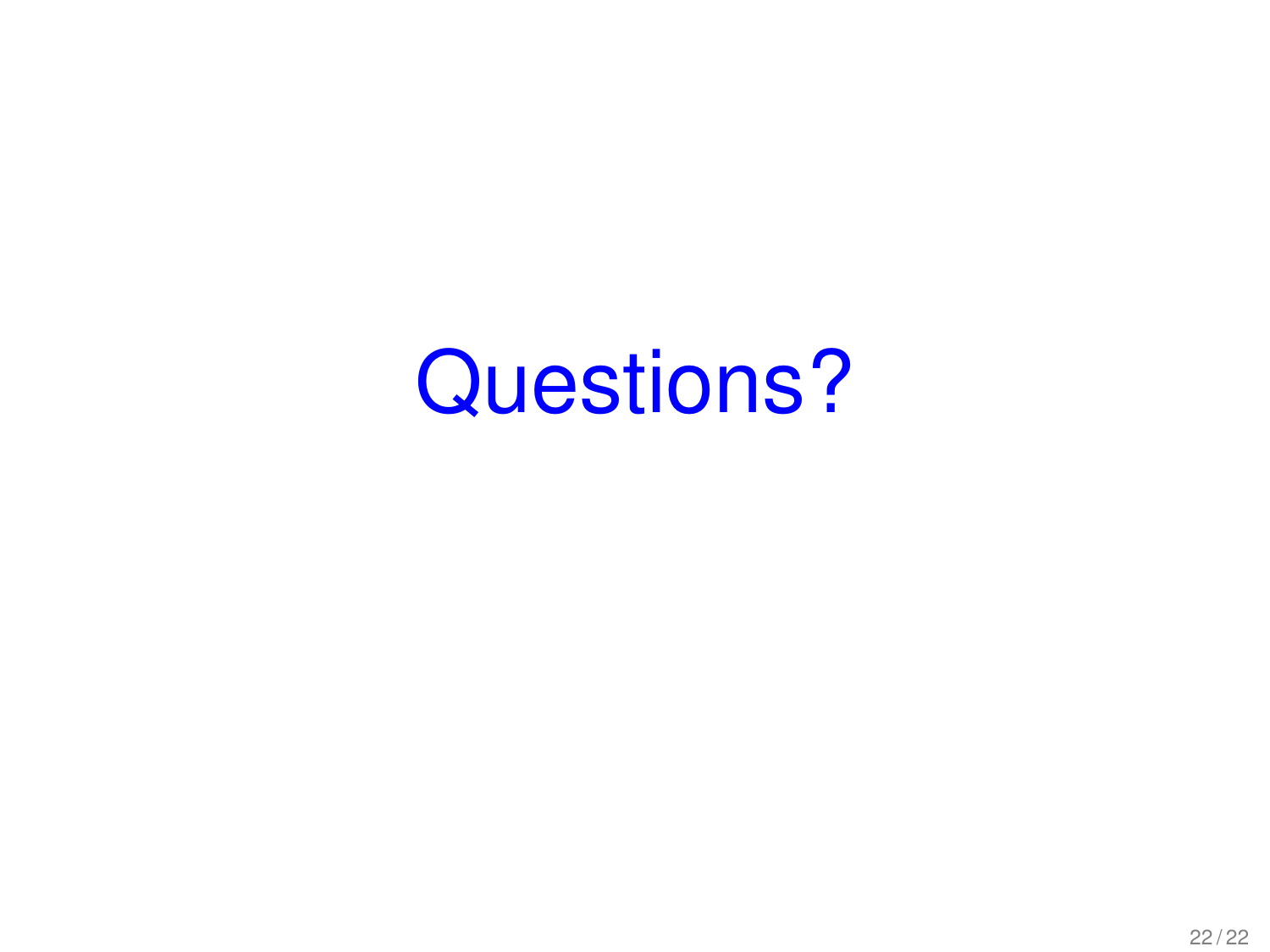# Questions?